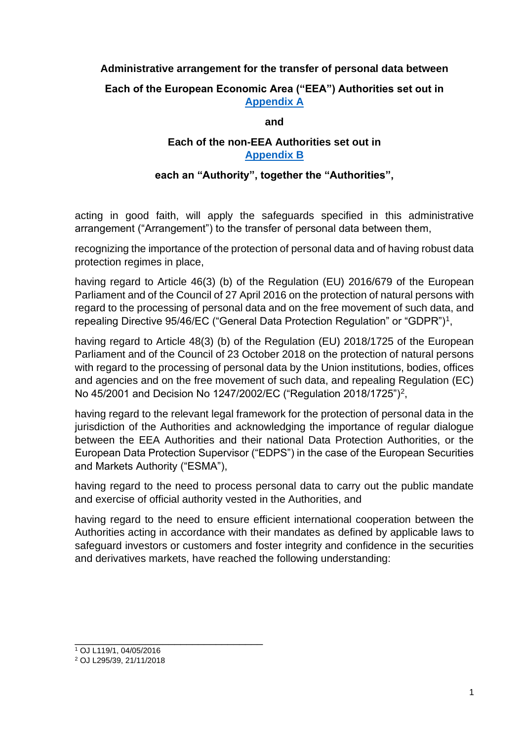**Administrative arrangement for the transfer of personal data between**

**Each of the European Economic Area ("EEA") Authorities set out in [Appendix A]**

**and**

**Each of the non-EEA Authorities set out in [Appendix B]**

**each an "Authority", together the "Authorities",**

acting in good faith, will apply the safeguards specified in this administrative arrangement ("Arrangement") to the transfer of personal data between them,

recognizing the importance of the protection of personal data and of having robust data protection regimes in place,

having regard to Article 46(3) (b) of the Regulation (EU) 2016/679 of the European Parliament and of the Council of 27 April 2016 on the protection of natural persons with regard to the processing of personal data and on the free movement of such data, and repealing Directive 95/46/EC ("General Data Protection Regulation" or "GDPR")[1],

having regard to Article 48(3) (b) of the Regulation (EU) 2018/1725 of the European Parliament and of the Council of 23 October 2018 on the protection of natural persons with regard to the processing of personal data by the Union institutions, bodies, offices and agencies and on the free movement of such data, and repealing Regulation (EC) No 45/2001 and Decision No 1247/2002/EC ("Regulation 2018/1725")[2],

having regard to the relevant legal framework for the protection of personal data in the jurisdiction of the Authorities and acknowledging the importance of regular dialogue between the EEA Authorities and their national Data Protection Authorities, or the European Data Protection Supervisor ("EDPS") in the case of the European Securities and Markets Authority ("ESMA"),

having regard to the need to process personal data to carry out the public mandate and exercise of official authority vested in the Authorities, and

having regard to the need to ensure efficient international cooperation between the Authorities acting in accordance with their mandates as defined by applicable laws to safeguard investors or customers and foster integrity and confidence in the securities and derivatives markets, have reached the following understanding:

---

[1] OJ L119/1, 04/05/2016

[2] OJ L295/39, 21/11/2018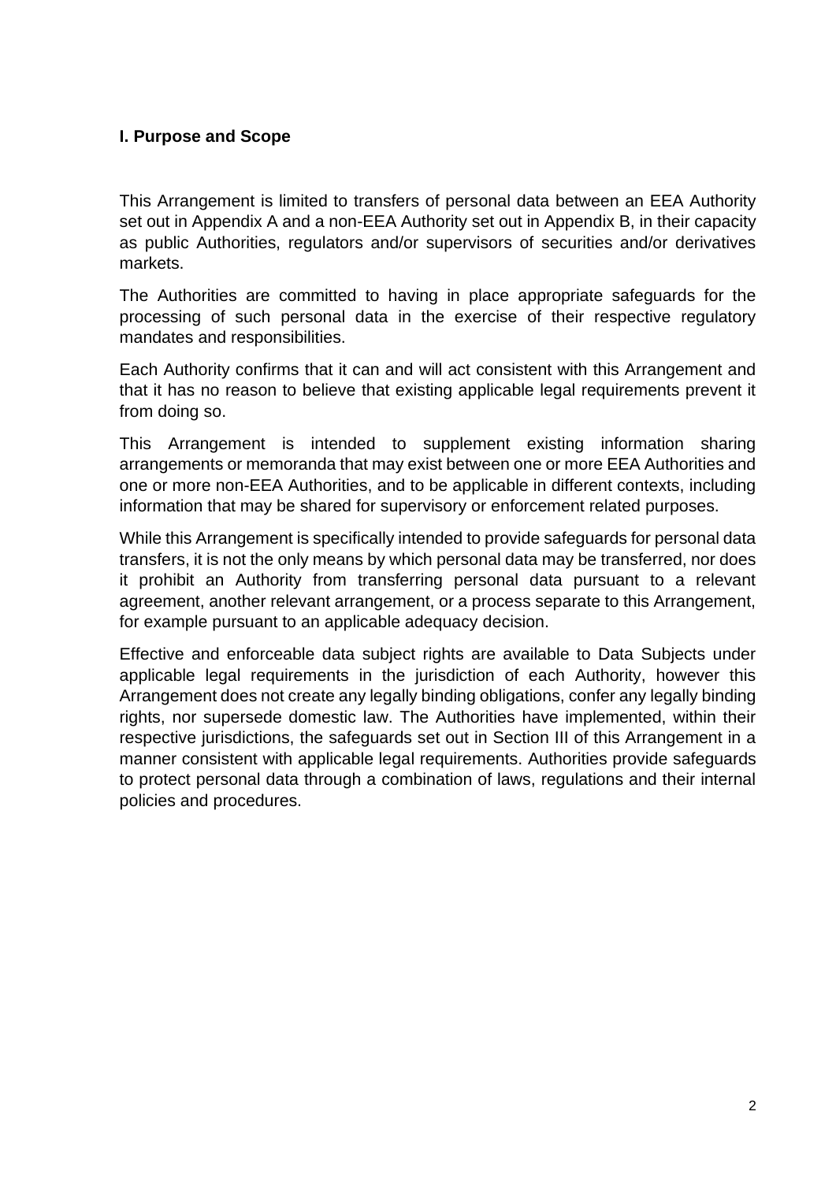## I. Purpose and Scope

This Arrangement is limited to transfers of personal data between an EEA Authority set out in Appendix A and a non-EEA Authority set out in Appendix B, in their capacity as public Authorities, regulators and/or supervisors of securities and/or derivatives markets.

The Authorities are committed to having in place appropriate safeguards for the processing of such personal data in the exercise of their respective regulatory mandates and responsibilities.

Each Authority confirms that it can and will act consistent with this Arrangement and that it has no reason to believe that existing applicable legal requirements prevent it from doing so.

This Arrangement is intended to supplement existing information sharing arrangements or memoranda that may exist between one or more EEA Authorities and one or more non-EEA Authorities, and to be applicable in different contexts, including information that may be shared for supervisory or enforcement related purposes.

While this Arrangement is specifically intended to provide safeguards for personal data transfers, it is not the only means by which personal data may be transferred, nor does it prohibit an Authority from transferring personal data pursuant to a relevant agreement, another relevant arrangement, or a process separate to this Arrangement, for example pursuant to an applicable adequacy decision.

Effective and enforceable data subject rights are available to Data Subjects under applicable legal requirements in the jurisdiction of each Authority, however this Arrangement does not create any legally binding obligations, confer any legally binding rights, nor supersede domestic law. The Authorities have implemented, within their respective jurisdictions, the safeguards set out in Section III of this Arrangement in a manner consistent with applicable legal requirements. Authorities provide safeguards to protect personal data through a combination of laws, regulations and their internal policies and procedures.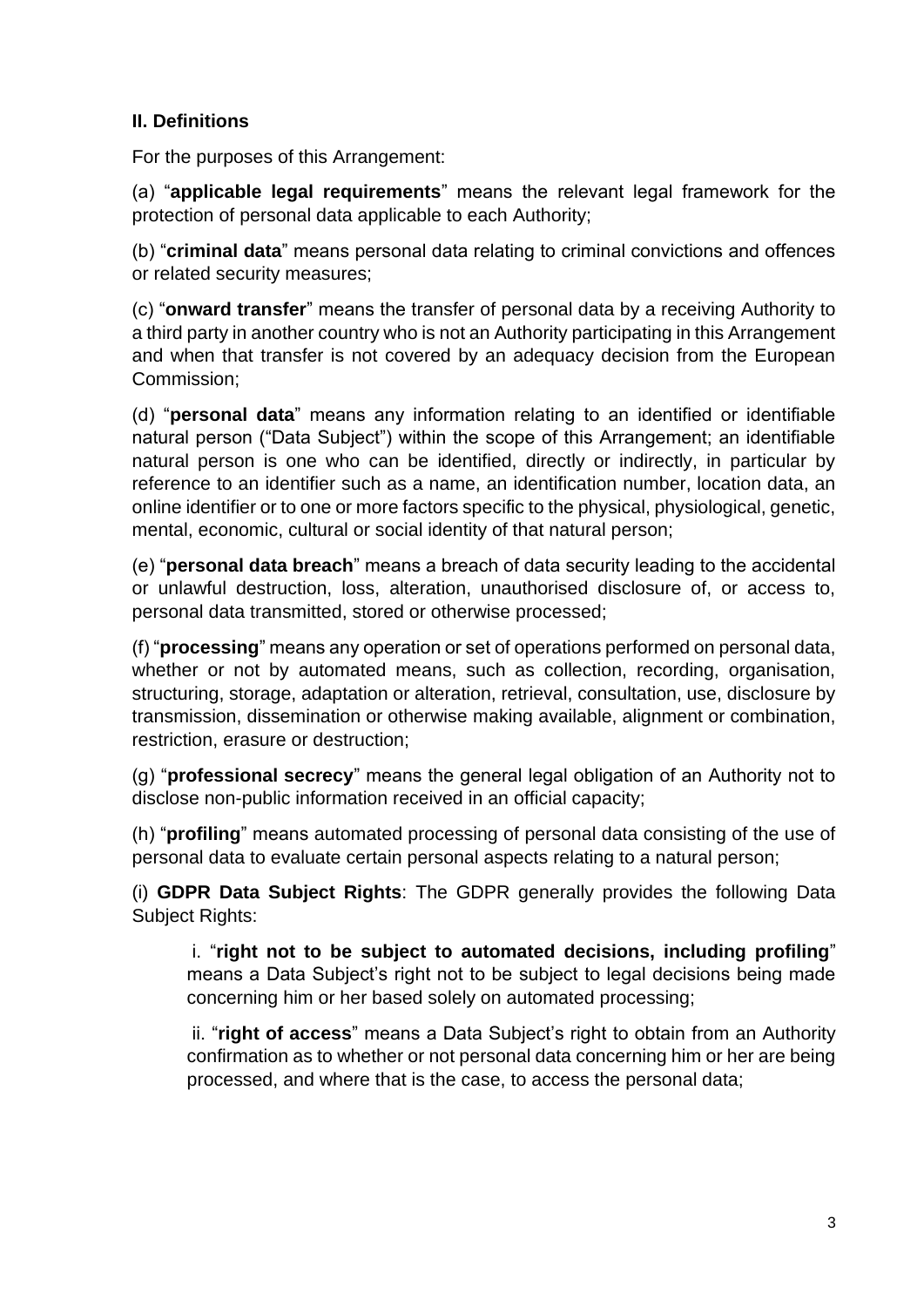**II. Definitions**

For the purposes of this Arrangement:

(a) "**applicable legal requirements**" means the relevant legal framework for the protection of personal data applicable to each Authority;

(b) "**criminal data**" means personal data relating to criminal convictions and offences or related security measures;

(c) "**onward transfer**" means the transfer of personal data by a receiving Authority to a third party in another country who is not an Authority participating in this Arrangement and when that transfer is not covered by an adequacy decision from the European Commission;

(d) "**personal data**" means any information relating to an identified or identifiable natural person ("Data Subject") within the scope of this Arrangement; an identifiable natural person is one who can be identified, directly or indirectly, in particular by reference to an identifier such as a name, an identification number, location data, an online identifier or to one or more factors specific to the physical, physiological, genetic, mental, economic, cultural or social identity of that natural person;

(e) "**personal data breach**" means a breach of data security leading to the accidental or unlawful destruction, loss, alteration, unauthorised disclosure of, or access to, personal data transmitted, stored or otherwise processed;

(f) "**processing**" means any operation or set of operations performed on personal data, whether or not by automated means, such as collection, recording, organisation, structuring, storage, adaptation or alteration, retrieval, consultation, use, disclosure by transmission, dissemination or otherwise making available, alignment or combination, restriction, erasure or destruction;

(g) "**professional secrecy**" means the general legal obligation of an Authority not to disclose non-public information received in an official capacity;

(h) "**profiling**" means automated processing of personal data consisting of the use of personal data to evaluate certain personal aspects relating to a natural person;

(i) **GDPR Data Subject Rights**: The GDPR generally provides the following Data Subject Rights:

> i. "**right not to be subject to automated decisions, including profiling**" means a Data Subject's right not to be subject to legal decisions being made concerning him or her based solely on automated processing;
>
> ii. "**right of access**" means a Data Subject's right to obtain from an Authority confirmation as to whether or not personal data concerning him or her are being processed, and where that is the case, to access the personal data;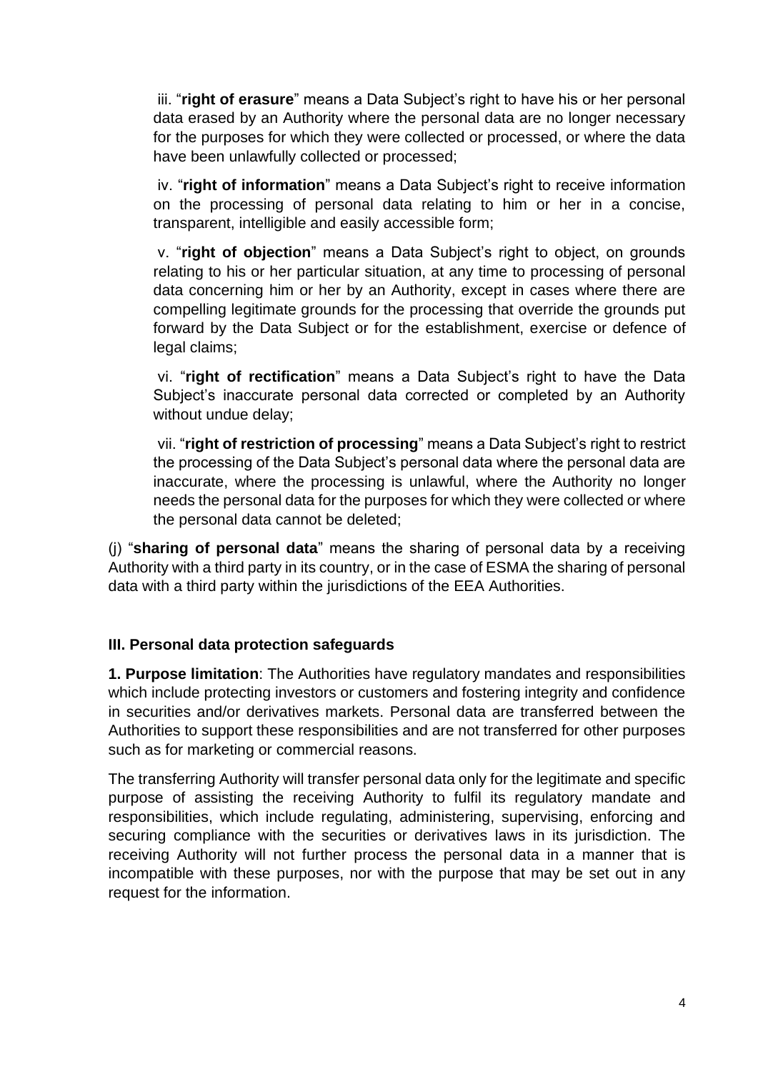iii. "**right of erasure**" means a Data Subject's right to have his or her personal data erased by an Authority where the personal data are no longer necessary for the purposes for which they were collected or processed, or where the data have been unlawfully collected or processed;

iv. "**right of information**" means a Data Subject's right to receive information on the processing of personal data relating to him or her in a concise, transparent, intelligible and easily accessible form;

v. "**right of objection**" means a Data Subject's right to object, on grounds relating to his or her particular situation, at any time to processing of personal data concerning him or her by an Authority, except in cases where there are compelling legitimate grounds for the processing that override the grounds put forward by the Data Subject or for the establishment, exercise or defence of legal claims;

vi. "**right of rectification**" means a Data Subject's right to have the Data Subject's inaccurate personal data corrected or completed by an Authority without undue delay;

vii. "**right of restriction of processing**" means a Data Subject's right to restrict the processing of the Data Subject's personal data where the personal data are inaccurate, where the processing is unlawful, where the Authority no longer needs the personal data for the purposes for which they were collected or where the personal data cannot be deleted;

(j) "**sharing of personal data**" means the sharing of personal data by a receiving Authority with a third party in its country, or in the case of ESMA the sharing of personal data with a third party within the jurisdictions of the EEA Authorities.

### III. Personal data protection safeguards

**1. Purpose limitation**: The Authorities have regulatory mandates and responsibilities which include protecting investors or customers and fostering integrity and confidence in securities and/or derivatives markets. Personal data are transferred between the Authorities to support these responsibilities and are not transferred for other purposes such as for marketing or commercial reasons.

The transferring Authority will transfer personal data only for the legitimate and specific purpose of assisting the receiving Authority to fulfil its regulatory mandate and responsibilities, which include regulating, administering, supervising, enforcing and securing compliance with the securities or derivatives laws in its jurisdiction. The receiving Authority will not further process the personal data in a manner that is incompatible with these purposes, nor with the purpose that may be set out in any request for the information.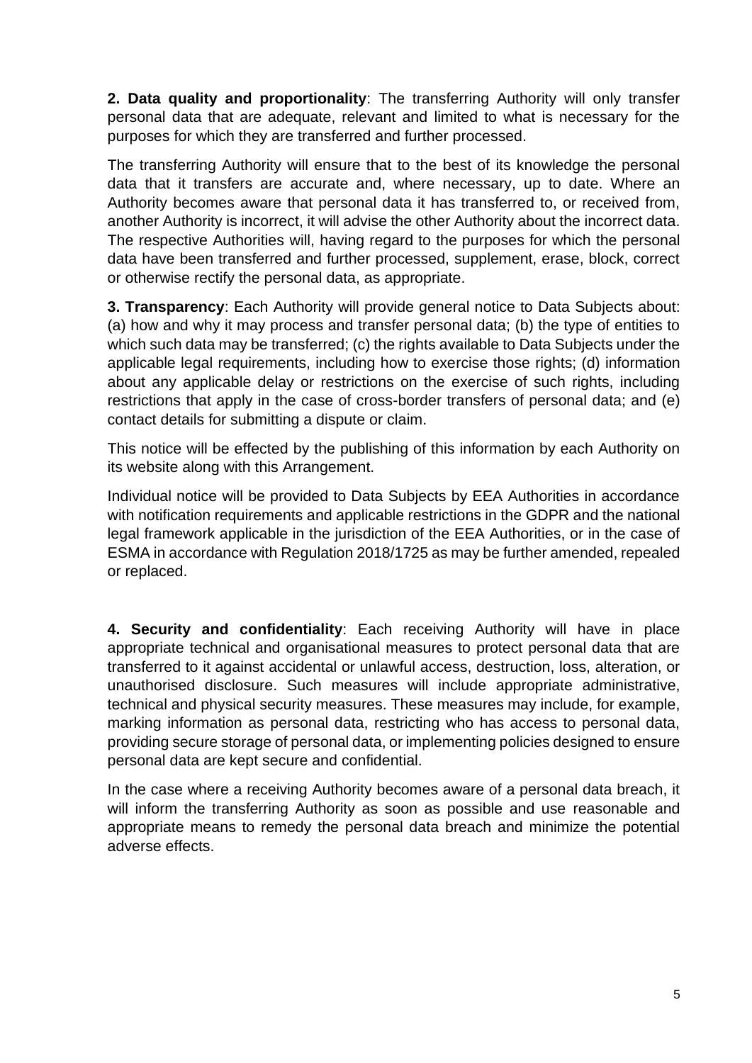**2. Data quality and proportionality**: The transferring Authority will only transfer personal data that are adequate, relevant and limited to what is necessary for the purposes for which they are transferred and further processed.

The transferring Authority will ensure that to the best of its knowledge the personal data that it transfers are accurate and, where necessary, up to date. Where an Authority becomes aware that personal data it has transferred to, or received from, another Authority is incorrect, it will advise the other Authority about the incorrect data. The respective Authorities will, having regard to the purposes for which the personal data have been transferred and further processed, supplement, erase, block, correct or otherwise rectify the personal data, as appropriate.

**3. Transparency**: Each Authority will provide general notice to Data Subjects about: (a) how and why it may process and transfer personal data; (b) the type of entities to which such data may be transferred; (c) the rights available to Data Subjects under the applicable legal requirements, including how to exercise those rights; (d) information about any applicable delay or restrictions on the exercise of such rights, including restrictions that apply in the case of cross-border transfers of personal data; and (e) contact details for submitting a dispute or claim.

This notice will be effected by the publishing of this information by each Authority on its website along with this Arrangement.

Individual notice will be provided to Data Subjects by EEA Authorities in accordance with notification requirements and applicable restrictions in the GDPR and the national legal framework applicable in the jurisdiction of the EEA Authorities, or in the case of ESMA in accordance with Regulation 2018/1725 as may be further amended, repealed or replaced.

**4. Security and confidentiality**: Each receiving Authority will have in place appropriate technical and organisational measures to protect personal data that are transferred to it against accidental or unlawful access, destruction, loss, alteration, or unauthorised disclosure. Such measures will include appropriate administrative, technical and physical security measures. These measures may include, for example, marking information as personal data, restricting who has access to personal data, providing secure storage of personal data, or implementing policies designed to ensure personal data are kept secure and confidential.

In the case where a receiving Authority becomes aware of a personal data breach, it will inform the transferring Authority as soon as possible and use reasonable and appropriate means to remedy the personal data breach and minimize the potential adverse effects.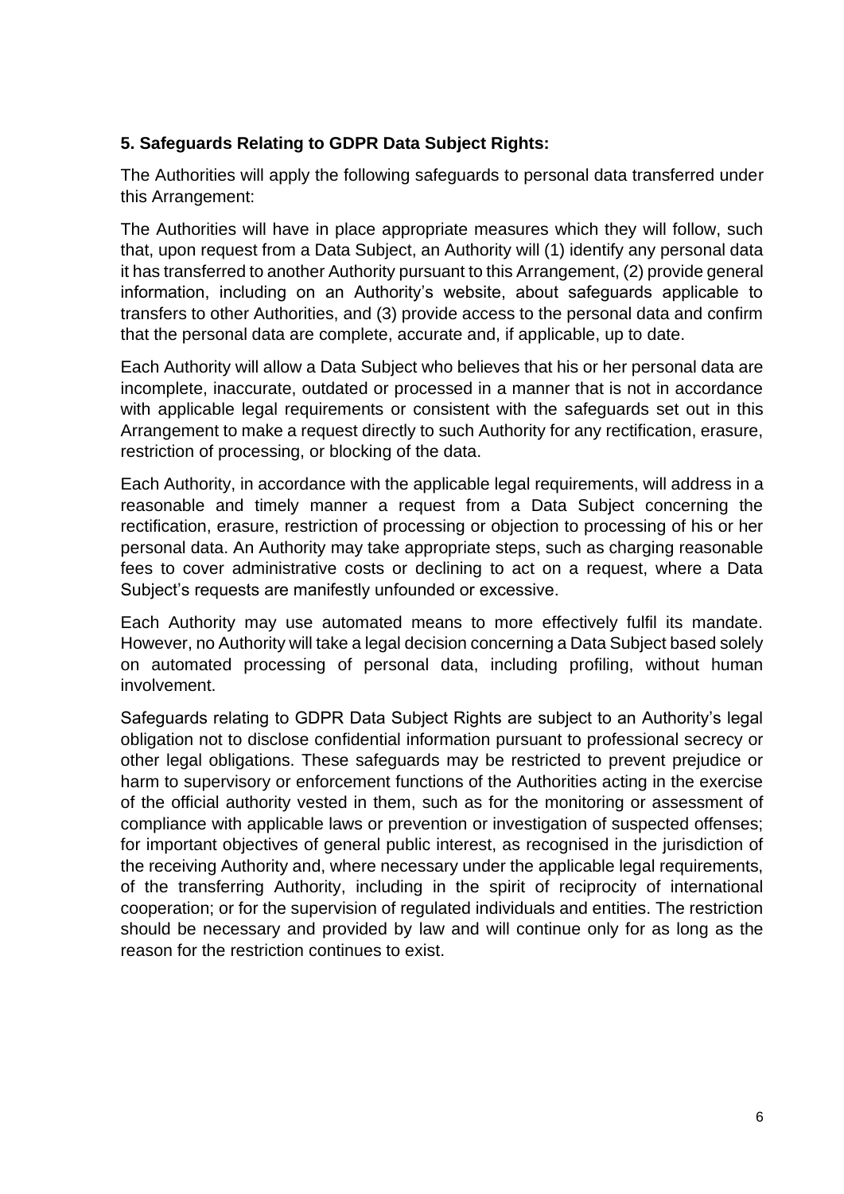### **5. Safeguards Relating to GDPR Data Subject Rights:**

The Authorities will apply the following safeguards to personal data transferred under this Arrangement:

The Authorities will have in place appropriate measures which they will follow, such that, upon request from a Data Subject, an Authority will (1) identify any personal data it has transferred to another Authority pursuant to this Arrangement, (2) provide general information, including on an Authority's website, about safeguards applicable to transfers to other Authorities, and (3) provide access to the personal data and confirm that the personal data are complete, accurate and, if applicable, up to date.

Each Authority will allow a Data Subject who believes that his or her personal data are incomplete, inaccurate, outdated or processed in a manner that is not in accordance with applicable legal requirements or consistent with the safeguards set out in this Arrangement to make a request directly to such Authority for any rectification, erasure, restriction of processing, or blocking of the data.

Each Authority, in accordance with the applicable legal requirements, will address in a reasonable and timely manner a request from a Data Subject concerning the rectification, erasure, restriction of processing or objection to processing of his or her personal data. An Authority may take appropriate steps, such as charging reasonable fees to cover administrative costs or declining to act on a request, where a Data Subject's requests are manifestly unfounded or excessive.

Each Authority may use automated means to more effectively fulfil its mandate. However, no Authority will take a legal decision concerning a Data Subject based solely on automated processing of personal data, including profiling, without human involvement.

Safeguards relating to GDPR Data Subject Rights are subject to an Authority's legal obligation not to disclose confidential information pursuant to professional secrecy or other legal obligations. These safeguards may be restricted to prevent prejudice or harm to supervisory or enforcement functions of the Authorities acting in the exercise of the official authority vested in them, such as for the monitoring or assessment of compliance with applicable laws or prevention or investigation of suspected offenses; for important objectives of general public interest, as recognised in the jurisdiction of the receiving Authority and, where necessary under the applicable legal requirements, of the transferring Authority, including in the spirit of reciprocity of international cooperation; or for the supervision of regulated individuals and entities. The restriction should be necessary and provided by law and will continue only for as long as the reason for the restriction continues to exist.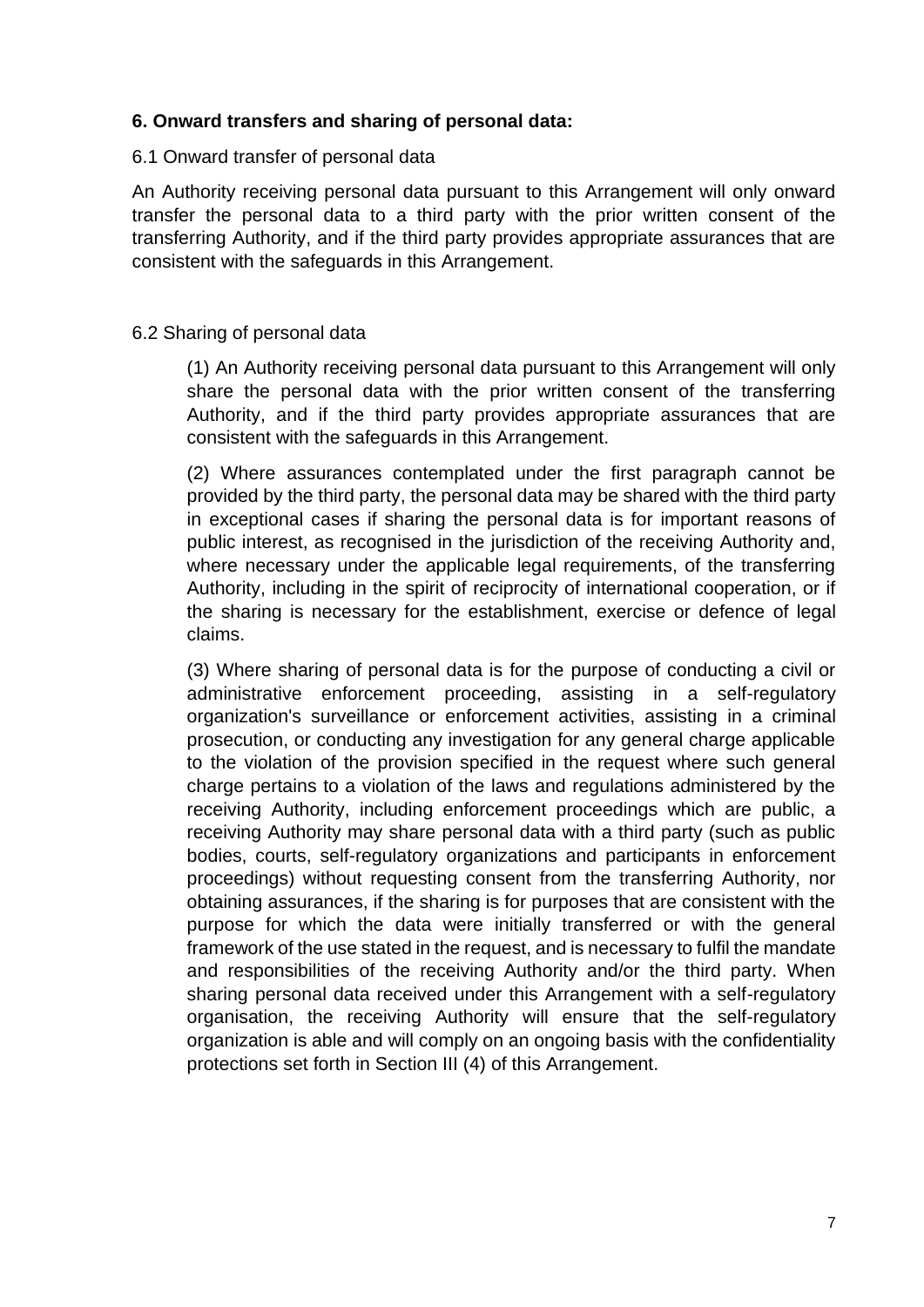**6. Onward transfers and sharing of personal data:**

6.1 Onward transfer of personal data

An Authority receiving personal data pursuant to this Arrangement will only onward transfer the personal data to a third party with the prior written consent of the transferring Authority, and if the third party provides appropriate assurances that are consistent with the safeguards in this Arrangement.

6.2 Sharing of personal data

(1) An Authority receiving personal data pursuant to this Arrangement will only share the personal data with the prior written consent of the transferring Authority, and if the third party provides appropriate assurances that are consistent with the safeguards in this Arrangement.

(2) Where assurances contemplated under the first paragraph cannot be provided by the third party, the personal data may be shared with the third party in exceptional cases if sharing the personal data is for important reasons of public interest, as recognised in the jurisdiction of the receiving Authority and, where necessary under the applicable legal requirements, of the transferring Authority, including in the spirit of reciprocity of international cooperation, or if the sharing is necessary for the establishment, exercise or defence of legal claims.

(3) Where sharing of personal data is for the purpose of conducting a civil or administrative enforcement proceeding, assisting in a self-regulatory organization's surveillance or enforcement activities, assisting in a criminal prosecution, or conducting any investigation for any general charge applicable to the violation of the provision specified in the request where such general charge pertains to a violation of the laws and regulations administered by the receiving Authority, including enforcement proceedings which are public, a receiving Authority may share personal data with a third party (such as public bodies, courts, self-regulatory organizations and participants in enforcement proceedings) without requesting consent from the transferring Authority, nor obtaining assurances, if the sharing is for purposes that are consistent with the purpose for which the data were initially transferred or with the general framework of the use stated in the request, and is necessary to fulfil the mandate and responsibilities of the receiving Authority and/or the third party. When sharing personal data received under this Arrangement with a self-regulatory organisation, the receiving Authority will ensure that the self-regulatory organization is able and will comply on an ongoing basis with the confidentiality protections set forth in Section III (4) of this Arrangement.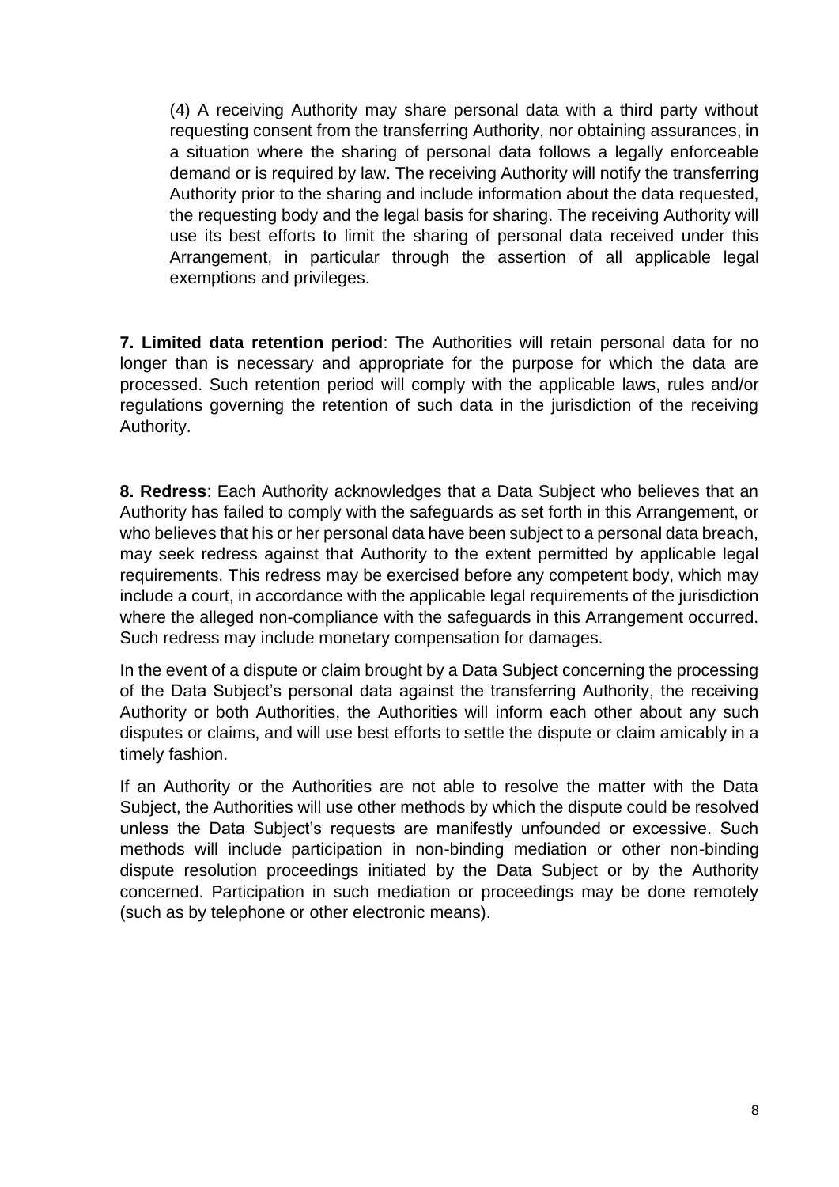(4) A receiving Authority may share personal data with a third party without requesting consent from the transferring Authority, nor obtaining assurances, in a situation where the sharing of personal data follows a legally enforceable demand or is required by law. The receiving Authority will notify the transferring Authority prior to the sharing and include information about the data requested, the requesting body and the legal basis for sharing. The receiving Authority will use its best efforts to limit the sharing of personal data received under this Arrangement, in particular through the assertion of all applicable legal exemptions and privileges.

**7. Limited data retention period**: The Authorities will retain personal data for no longer than is necessary and appropriate for the purpose for which the data are processed. Such retention period will comply with the applicable laws, rules and/or regulations governing the retention of such data in the jurisdiction of the receiving Authority.

**8. Redress**: Each Authority acknowledges that a Data Subject who believes that an Authority has failed to comply with the safeguards as set forth in this Arrangement, or who believes that his or her personal data have been subject to a personal data breach, may seek redress against that Authority to the extent permitted by applicable legal requirements. This redress may be exercised before any competent body, which may include a court, in accordance with the applicable legal requirements of the jurisdiction where the alleged non-compliance with the safeguards in this Arrangement occurred. Such redress may include monetary compensation for damages.

In the event of a dispute or claim brought by a Data Subject concerning the processing of the Data Subject's personal data against the transferring Authority, the receiving Authority or both Authorities, the Authorities will inform each other about any such disputes or claims, and will use best efforts to settle the dispute or claim amicably in a timely fashion.

If an Authority or the Authorities are not able to resolve the matter with the Data Subject, the Authorities will use other methods by which the dispute could be resolved unless the Data Subject's requests are manifestly unfounded or excessive. Such methods will include participation in non-binding mediation or other non-binding dispute resolution proceedings initiated by the Data Subject or by the Authority concerned. Participation in such mediation or proceedings may be done remotely (such as by telephone or other electronic means).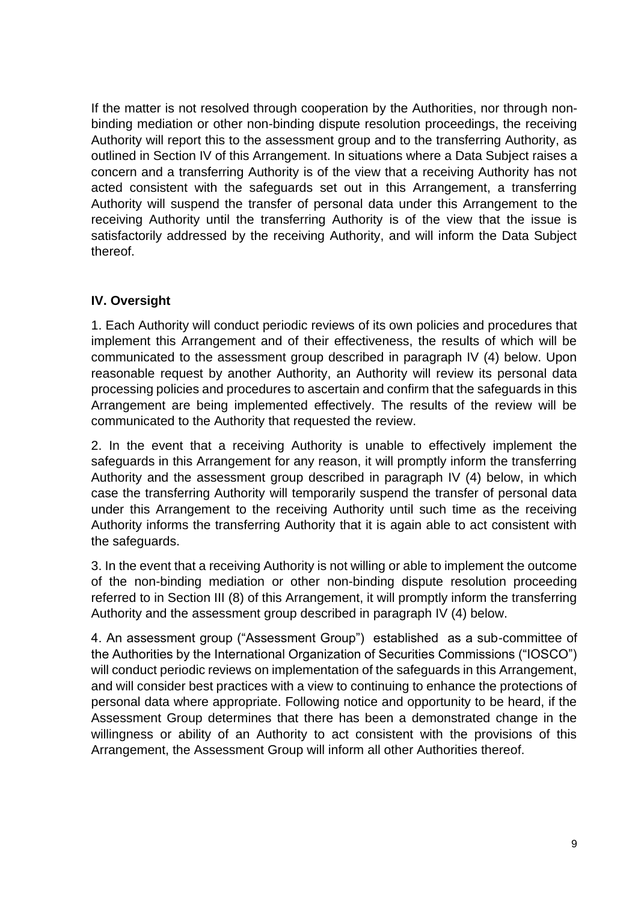If the matter is not resolved through cooperation by the Authorities, nor through non-binding mediation or other non-binding dispute resolution proceedings, the receiving Authority will report this to the assessment group and to the transferring Authority, as outlined in Section IV of this Arrangement. In situations where a Data Subject raises a concern and a transferring Authority is of the view that a receiving Authority has not acted consistent with the safeguards set out in this Arrangement, a transferring Authority will suspend the transfer of personal data under this Arrangement to the receiving Authority until the transferring Authority is of the view that the issue is satisfactorily addressed by the receiving Authority, and will inform the Data Subject thereof.

## IV. Oversight

1. Each Authority will conduct periodic reviews of its own policies and procedures that implement this Arrangement and of their effectiveness, the results of which will be communicated to the assessment group described in paragraph IV (4) below. Upon reasonable request by another Authority, an Authority will review its personal data processing policies and procedures to ascertain and confirm that the safeguards in this Arrangement are being implemented effectively. The results of the review will be communicated to the Authority that requested the review.

2. In the event that a receiving Authority is unable to effectively implement the safeguards in this Arrangement for any reason, it will promptly inform the transferring Authority and the assessment group described in paragraph IV (4) below, in which case the transferring Authority will temporarily suspend the transfer of personal data under this Arrangement to the receiving Authority until such time as the receiving Authority informs the transferring Authority that it is again able to act consistent with the safeguards.

3. In the event that a receiving Authority is not willing or able to implement the outcome of the non-binding mediation or other non-binding dispute resolution proceeding referred to in Section III (8) of this Arrangement, it will promptly inform the transferring Authority and the assessment group described in paragraph IV (4) below.

4. An assessment group ("Assessment Group") established as a sub-committee of the Authorities by the International Organization of Securities Commissions ("IOSCO") will conduct periodic reviews on implementation of the safeguards in this Arrangement, and will consider best practices with a view to continuing to enhance the protections of personal data where appropriate. Following notice and opportunity to be heard, if the Assessment Group determines that there has been a demonstrated change in the willingness or ability of an Authority to act consistent with the provisions of this Arrangement, the Assessment Group will inform all other Authorities thereof.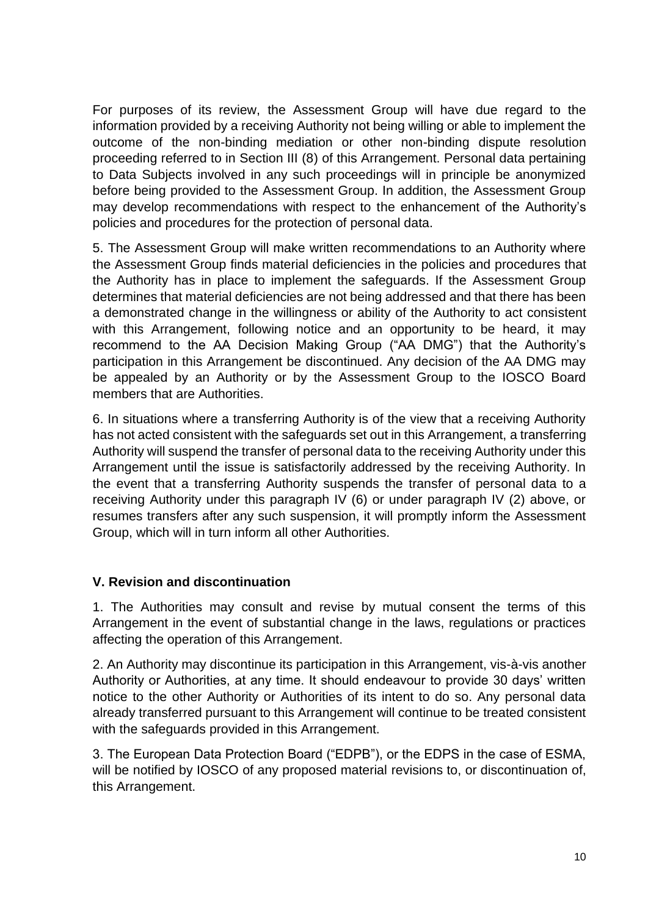For purposes of its review, the Assessment Group will have due regard to the information provided by a receiving Authority not being willing or able to implement the outcome of the non-binding mediation or other non-binding dispute resolution proceeding referred to in Section III (8) of this Arrangement. Personal data pertaining to Data Subjects involved in any such proceedings will in principle be anonymized before being provided to the Assessment Group. In addition, the Assessment Group may develop recommendations with respect to the enhancement of the Authority's policies and procedures for the protection of personal data.

5. The Assessment Group will make written recommendations to an Authority where the Assessment Group finds material deficiencies in the policies and procedures that the Authority has in place to implement the safeguards. If the Assessment Group determines that material deficiencies are not being addressed and that there has been a demonstrated change in the willingness or ability of the Authority to act consistent with this Arrangement, following notice and an opportunity to be heard, it may recommend to the AA Decision Making Group ("AA DMG") that the Authority's participation in this Arrangement be discontinued. Any decision of the AA DMG may be appealed by an Authority or by the Assessment Group to the IOSCO Board members that are Authorities.

6. In situations where a transferring Authority is of the view that a receiving Authority has not acted consistent with the safeguards set out in this Arrangement, a transferring Authority will suspend the transfer of personal data to the receiving Authority under this Arrangement until the issue is satisfactorily addressed by the receiving Authority. In the event that a transferring Authority suspends the transfer of personal data to a receiving Authority under this paragraph IV (6) or under paragraph IV (2) above, or resumes transfers after any such suspension, it will promptly inform the Assessment Group, which will in turn inform all other Authorities.

## V. Revision and discontinuation

1. The Authorities may consult and revise by mutual consent the terms of this Arrangement in the event of substantial change in the laws, regulations or practices affecting the operation of this Arrangement.

2. An Authority may discontinue its participation in this Arrangement, vis-à-vis another Authority or Authorities, at any time. It should endeavour to provide 30 days' written notice to the other Authority or Authorities of its intent to do so. Any personal data already transferred pursuant to this Arrangement will continue to be treated consistent with the safeguards provided in this Arrangement.

3. The European Data Protection Board ("EDPB"), or the EDPS in the case of ESMA, will be notified by IOSCO of any proposed material revisions to, or discontinuation of, this Arrangement.